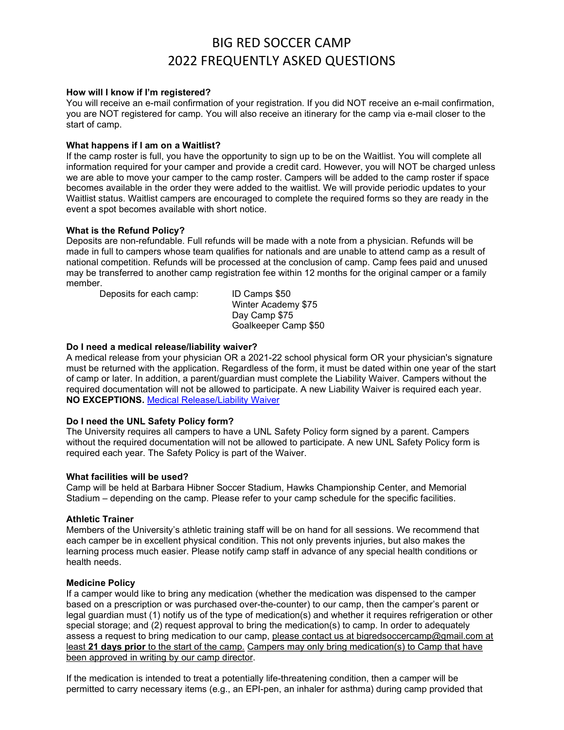# BIG RED SOCCER CAMP
# 2022 FREQUENTLY ASKED QUESTIONS

**How will I know if I'm registered?**
You will receive an e-mail confirmation of your registration. If you did NOT receive an e-mail confirmation, you are NOT registered for camp. You will also receive an itinerary for the camp via e-mail closer to the start of camp.

**What happens if I am on a Waitlist?**
If the camp roster is full, you have the opportunity to sign up to be on the Waitlist. You will complete all information required for your camper and provide a credit card. However, you will NOT be charged unless we are able to move your camper to the camp roster. Campers will be added to the camp roster if space becomes available in the order they were added to the waitlist. We will provide periodic updates to your Waitlist status. Waitlist campers are encouraged to complete the required forms so they are ready in the event a spot becomes available with short notice.

**What is the Refund Policy?**
Deposits are non-refundable. Full refunds will be made with a note from a physician. Refunds will be made in full to campers whose team qualifies for nationals and are unable to attend camp as a result of national competition. Refunds will be processed at the conclusion of camp. Camp fees paid and unused may be transferred to another camp registration fee within 12 months for the original camper or a family member.

| Deposits for each camp: | ID Camps $50 |
|---|---|
| | Winter Academy $75 |
| | Day Camp $75 |
| | Goalkeeper Camp $50 |

**Do I need a medical release/liability waiver?**
A medical release from your physician OR a 2021-22 school physical form OR your physician's signature must be returned with the application. Regardless of the form, it must be dated within one year of the start of camp or later. In addition, a parent/guardian must complete the Liability Waiver. Campers without the required documentation will not be allowed to participate. A new Liability Waiver is required each year. **NO EXCEPTIONS.** Medical Release/Liability Waiver

**Do I need the UNL Safety Policy form?**
The University requires all campers to have a UNL Safety Policy form signed by a parent. Campers without the required documentation will not be allowed to participate. A new UNL Safety Policy form is required each year. The Safety Policy is part of the Waiver.

**What facilities will be used?**
Camp will be held at Barbara Hibner Soccer Stadium, Hawks Championship Center, and Memorial Stadium – depending on the camp. Please refer to your camp schedule for the specific facilities.

**Athletic Trainer**
Members of the University's athletic training staff will be on hand for all sessions. We recommend that each camper be in excellent physical condition. This not only prevents injuries, but also makes the learning process much easier. Please notify camp staff in advance of any special health conditions or health needs.

**Medicine Policy**
If a camper would like to bring any medication (whether the medication was dispensed to the camper based on a prescription or was purchased over-the-counter) to our camp, then the camper's parent or legal guardian must (1) notify us of the type of medication(s) and whether it requires refrigeration or other special storage; and (2) request approval to bring the medication(s) to camp. In order to adequately assess a request to bring medication to our camp, please contact us at bigredsoccercamp@gmail.com at least **21 days prior** to the start of the camp. Campers may only bring medication(s) to Camp that have been approved in writing by our camp director.

If the medication is intended to treat a potentially life-threatening condition, then a camper will be permitted to carry necessary items (e.g., an EPI-pen, an inhaler for asthma) during camp provided that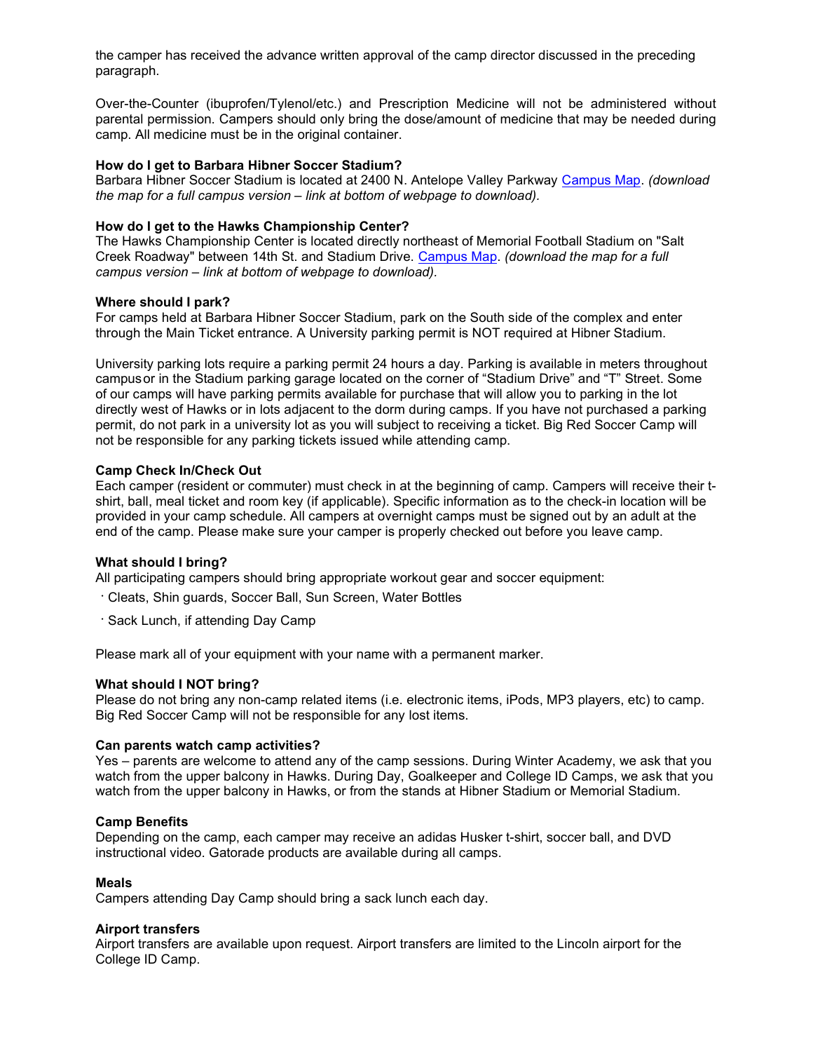the camper has received the advance written approval of the camp director discussed in the preceding paragraph.

Over-the-Counter (ibuprofen/Tylenol/etc.) and Prescription Medicine will not be administered without parental permission. Campers should only bring the dose/amount of medicine that may be needed during camp. All medicine must be in the original container.

**How do I get to Barbara Hibner Soccer Stadium?**
Barbara Hibner Soccer Stadium is located at 2400 N. Antelope Valley Parkway [Campus Map](). *(download the map for a full campus version – link at bottom of webpage to download).*

**How do I get to the Hawks Championship Center?**
The Hawks Championship Center is located directly northeast of Memorial Football Stadium on "Salt Creek Roadway" between 14th St. and Stadium Drive. [Campus Map](). *(download the map for a full campus version – link at bottom of webpage to download).*

**Where should I park?**
For camps held at Barbara Hibner Soccer Stadium, park on the South side of the complex and enter through the Main Ticket entrance. A University parking permit is NOT required at Hibner Stadium.

University parking lots require a parking permit 24 hours a day. Parking is available in meters throughout campusor in the Stadium parking garage located on the corner of "Stadium Drive" and "T" Street. Some of our camps will have parking permits available for purchase that will allow you to parking in the lot directly west of Hawks or in lots adjacent to the dorm during camps. If you have not purchased a parking permit, do not park in a university lot as you will subject to receiving a ticket. Big Red Soccer Camp will not be responsible for any parking tickets issued while attending camp.

**Camp Check In/Check Out**
Each camper (resident or commuter) must check in at the beginning of camp. Campers will receive their t-shirt, ball, meal ticket and room key (if applicable). Specific information as to the check-in location will be provided in your camp schedule. All campers at overnight camps must be signed out by an adult at the end of the camp. Please make sure your camper is properly checked out before you leave camp.

**What should I bring?**
All participating campers should bring appropriate workout gear and soccer equipment:

- Cleats, Shin guards, Soccer Ball, Sun Screen, Water Bottles
- Sack Lunch, if attending Day Camp

Please mark all of your equipment with your name with a permanent marker.

**What should I NOT bring?**
Please do not bring any non-camp related items (i.e. electronic items, iPods, MP3 players, etc) to camp. Big Red Soccer Camp will not be responsible for any lost items.

**Can parents watch camp activities?**
Yes – parents are welcome to attend any of the camp sessions. During Winter Academy, we ask that you watch from the upper balcony in Hawks. During Day, Goalkeeper and College ID Camps, we ask that you watch from the upper balcony in Hawks, or from the stands at Hibner Stadium or Memorial Stadium.

**Camp Benefits**
Depending on the camp, each camper may receive an adidas Husker t-shirt, soccer ball, and DVD instructional video. Gatorade products are available during all camps.

**Meals**
Campers attending Day Camp should bring a sack lunch each day.

**Airport transfers**
Airport transfers are available upon request. Airport transfers are limited to the Lincoln airport for the College ID Camp.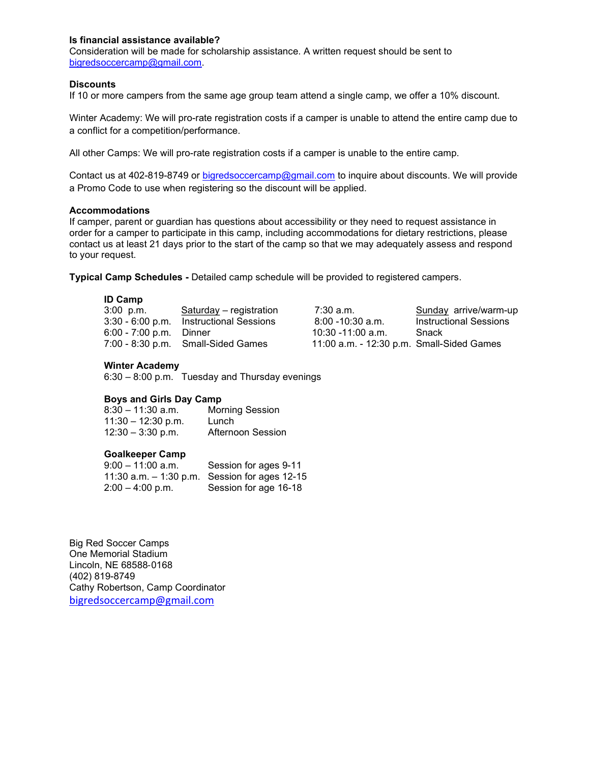**Is financial assistance available?**
Consideration will be made for scholarship assistance. A written request should be sent to bigredsoccercamp@gmail.com.

**Discounts**
If 10 or more campers from the same age group team attend a single camp, we offer a 10% discount.

Winter Academy: We will pro-rate registration costs if a camper is unable to attend the entire camp due to a conflict for a competition/performance.

All other Camps: We will pro-rate registration costs if a camper is unable to the entire camp.

Contact us at 402-819-8749 or bigredsoccercamp@gmail.com to inquire about discounts. We will provide a Promo Code to use when registering so the discount will be applied.

**Accommodations**
If camper, parent or guardian has questions about accessibility or they need to request assistance in order for a camper to participate in this camp, including accommodations for dietary restrictions, please contact us at least 21 days prior to the start of the camp so that we may adequately assess and respond to your request.

**Typical Camp Schedules -** Detailed camp schedule will be provided to registered campers.

**ID Camp**

| | | | |
|---|---|---|---|
| 3:00 p.m. | Saturday – registration | 7:30 a.m. | Sunday arrive/warm-up |
| 3:30 - 6:00 p.m. | Instructional Sessions | 8:00 -10:30 a.m. | Instructional Sessions |
| 6:00 - 7:00 p.m. | Dinner | 10:30 -11:00 a.m. | Snack |
| 7:00 - 8:30 p.m. | Small-Sided Games | 11:00 a.m. - 12:30 p.m. | Small-Sided Games |

**Winter Academy**
6:30 – 8:00 p.m. Tuesday and Thursday evenings

**Boys and Girls Day Camp**

| | |
|---|---|
| 8:30 – 11:30 a.m. | Morning Session |
| 11:30 – 12:30 p.m. | Lunch |
| 12:30 – 3:30 p.m. | Afternoon Session |

**Goalkeeper Camp**

| | |
|---|---|
| 9:00 – 11:00 a.m. | Session for ages 9-11 |
| 11:30 a.m. – 1:30 p.m. | Session for ages 12-15 |
| 2:00 – 4:00 p.m. | Session for age 16-18 |

Big Red Soccer Camps
One Memorial Stadium
Lincoln, NE 68588-0168
(402) 819-8749
Cathy Robertson, Camp Coordinator
bigredsoccercamp@gmail.com